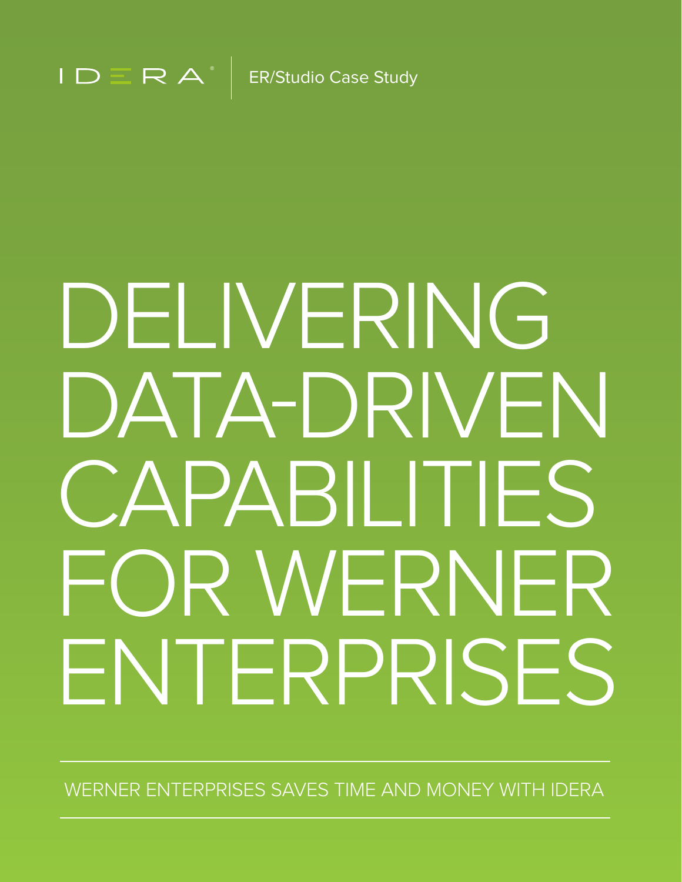IDERA | ER/Studio Case Study

# DELIVERING DATA-DRIVEN CAPABILITIES FOR WERNER ENTERPRISES

WERNER ENTERPRISES SAVES TIME AND MONEY WITH IDERA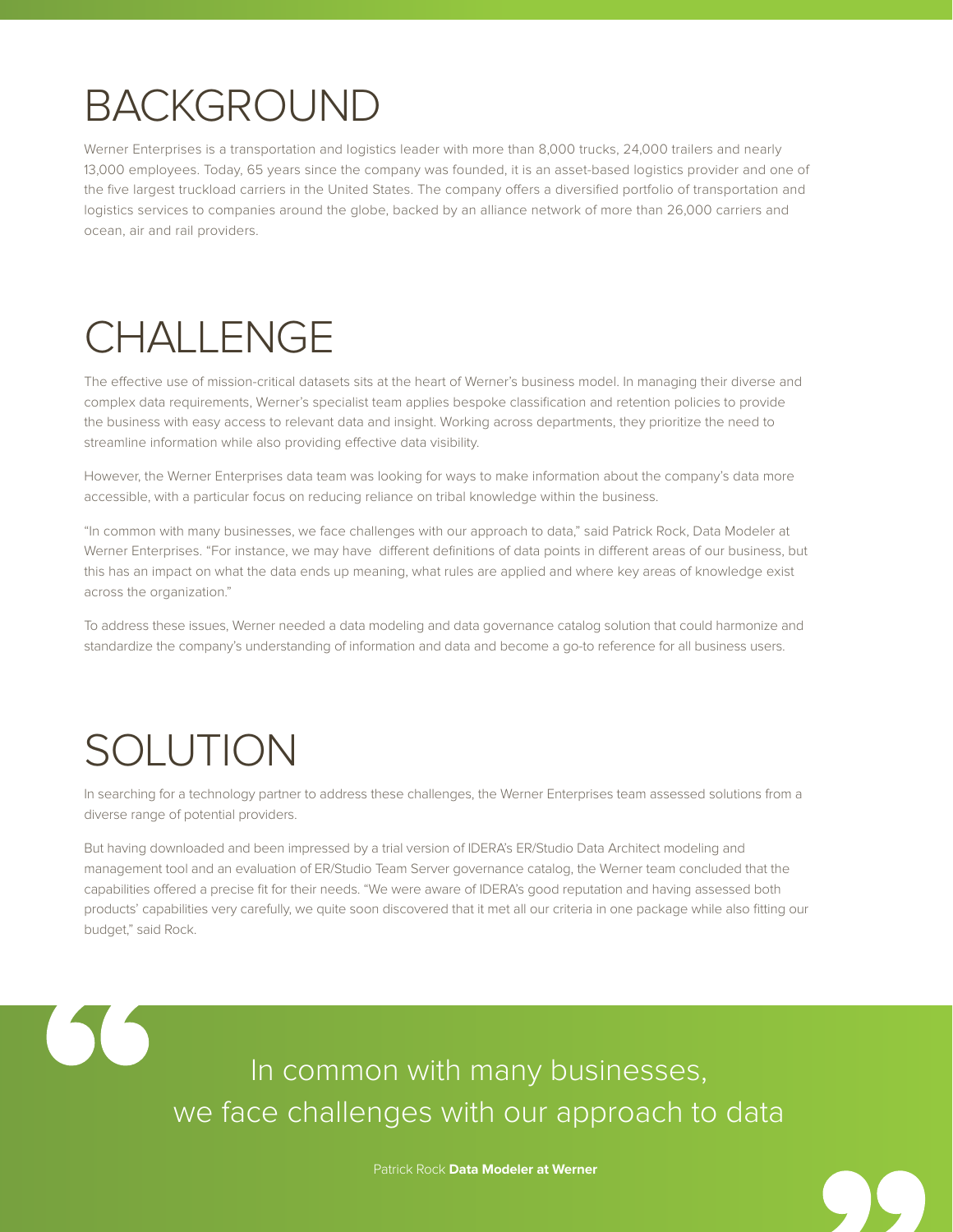# BACKGROUND

Werner Enterprises is a transportation and logistics leader with more than 8,000 trucks, 24,000 trailers and nearly 13,000 employees. Today, 65 years since the company was founded, it is an asset-based logistics provider and one of the five largest truckload carriers in the United States. The company offers a diversified portfolio of transportation and logistics services to companies around the globe, backed by an alliance network of more than 26,000 carriers and ocean, air and rail providers.

# CHALLENGE

The effective use of mission-critical datasets sits at the heart of Werner's business model. In managing their diverse and complex data requirements, Werner's specialist team applies bespoke classification and retention policies to provide the business with easy access to relevant data and insight. Working across departments, they prioritize the need to streamline information while also providing effective data visibility.

However, the Werner Enterprises data team was looking for ways to make information about the company's data more accessible, with a particular focus on reducing reliance on tribal knowledge within the business.

"In common with many businesses, we face challenges with our approach to data," said Patrick Rock, Data Modeler at Werner Enterprises. "For instance, we may have different definitions of data points in different areas of our business, but this has an impact on what the data ends up meaning, what rules are applied and where key areas of knowledge exist across the organization."

To address these issues, Werner needed a data modeling and data governance catalog solution that could harmonize and standardize the company's understanding of information and data and become a go-to reference for all business users.

# SOLUTION

In searching for a technology partner to address these challenges, the Werner Enterprises team assessed solutions from a diverse range of potential providers.

But having downloaded and been impressed by a trial version of IDERA's ER/Studio Data Architect modeling and management tool and an evaluation of ER/Studio Team Server governance catalog, the Werner team concluded that the capabilities offered a precise fit for their needs. "We were aware of IDERA's good reputation and having assessed both products' capabilities very carefully, we quite soon discovered that it met all our criteria in one package while also fitting our budget," said Rock.

> In common with many businesses, we face challenges with our approach to data
>
> Patrick Rock **Data Modeler at Werner**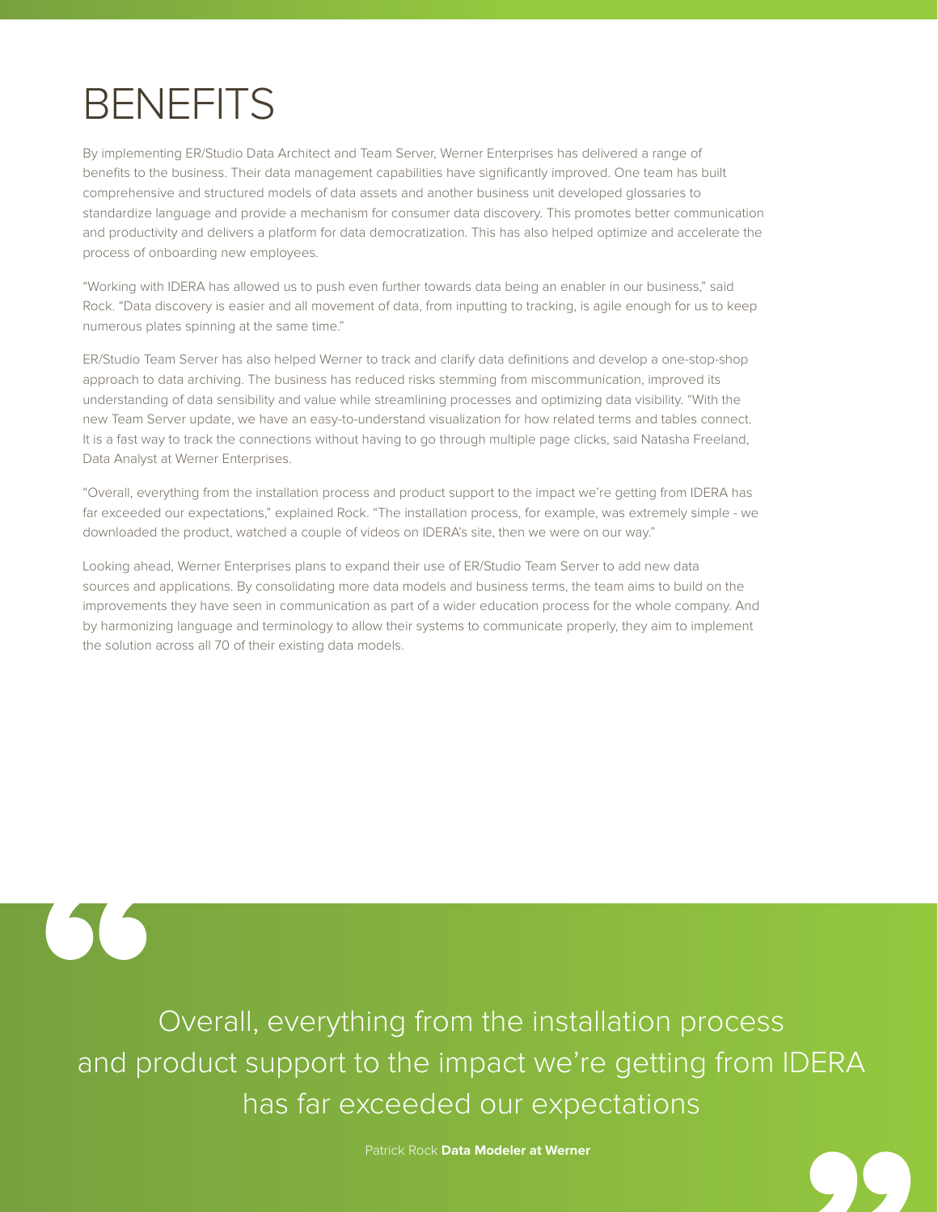# BENEFITS

By implementing ER/Studio Data Architect and Team Server, Werner Enterprises has delivered a range of benefits to the business. Their data management capabilities have significantly improved. One team has built comprehensive and structured models of data assets and another business unit developed glossaries to standardize language and provide a mechanism for consumer data discovery. This promotes better communication and productivity and delivers a platform for data democratization. This has also helped optimize and accelerate the process of onboarding new employees.

"Working with IDERA has allowed us to push even further towards data being an enabler in our business," said Rock. "Data discovery is easier and all movement of data, from inputting to tracking, is agile enough for us to keep numerous plates spinning at the same time."

ER/Studio Team Server has also helped Werner to track and clarify data definitions and develop a one-stop-shop approach to data archiving. The business has reduced risks stemming from miscommunication, improved its understanding of data sensibility and value while streamlining processes and optimizing data visibility. "With the new Team Server update, we have an easy-to-understand visualization for how related terms and tables connect. It is a fast way to track the connections without having to go through multiple page clicks, said Natasha Freeland, Data Analyst at Werner Enterprises.

"Overall, everything from the installation process and product support to the impact we're getting from IDERA has far exceeded our expectations," explained Rock. "The installation process, for example, was extremely simple - we downloaded the product, watched a couple of videos on IDERA's site, then we were on our way."

Looking ahead, Werner Enterprises plans to expand their use of ER/Studio Team Server to add new data sources and applications. By consolidating more data models and business terms, the team aims to build on the improvements they have seen in communication as part of a wider education process for the whole company. And by harmonizing language and terminology to allow their systems to communicate properly, they aim to implement the solution across all 70 of their existing data models.

> Overall, everything from the installation process and product support to the impact we're getting from IDERA has far exceeded our expectations
>
> Patrick Rock **Data Modeler at Werner**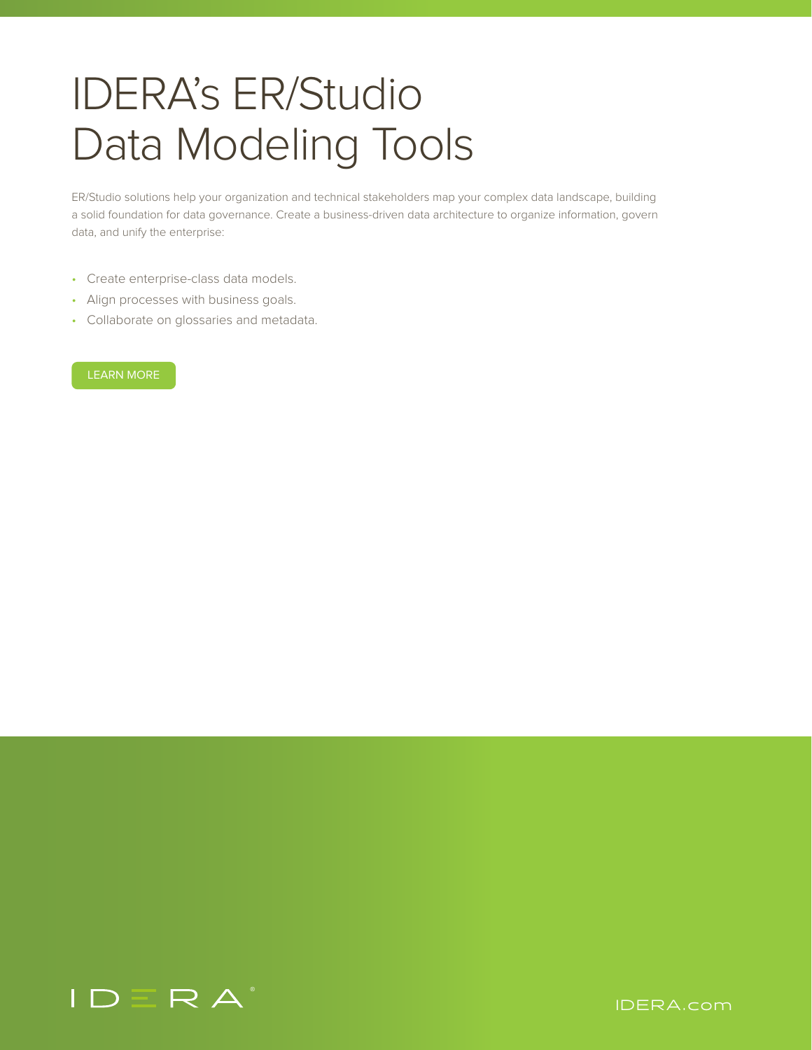# IDERA's ER/Studio Data Modeling Tools

ER/Studio solutions help your organization and technical stakeholders map your complex data landscape, building a solid foundation for data governance. Create a business-driven data architecture to organize information, govern data, and unify the enterprise:

- Create enterprise-class data models.
- Align processes with business goals.
- Collaborate on glossaries and metadata.

LEARN MORE

IDERA

IDERA.com